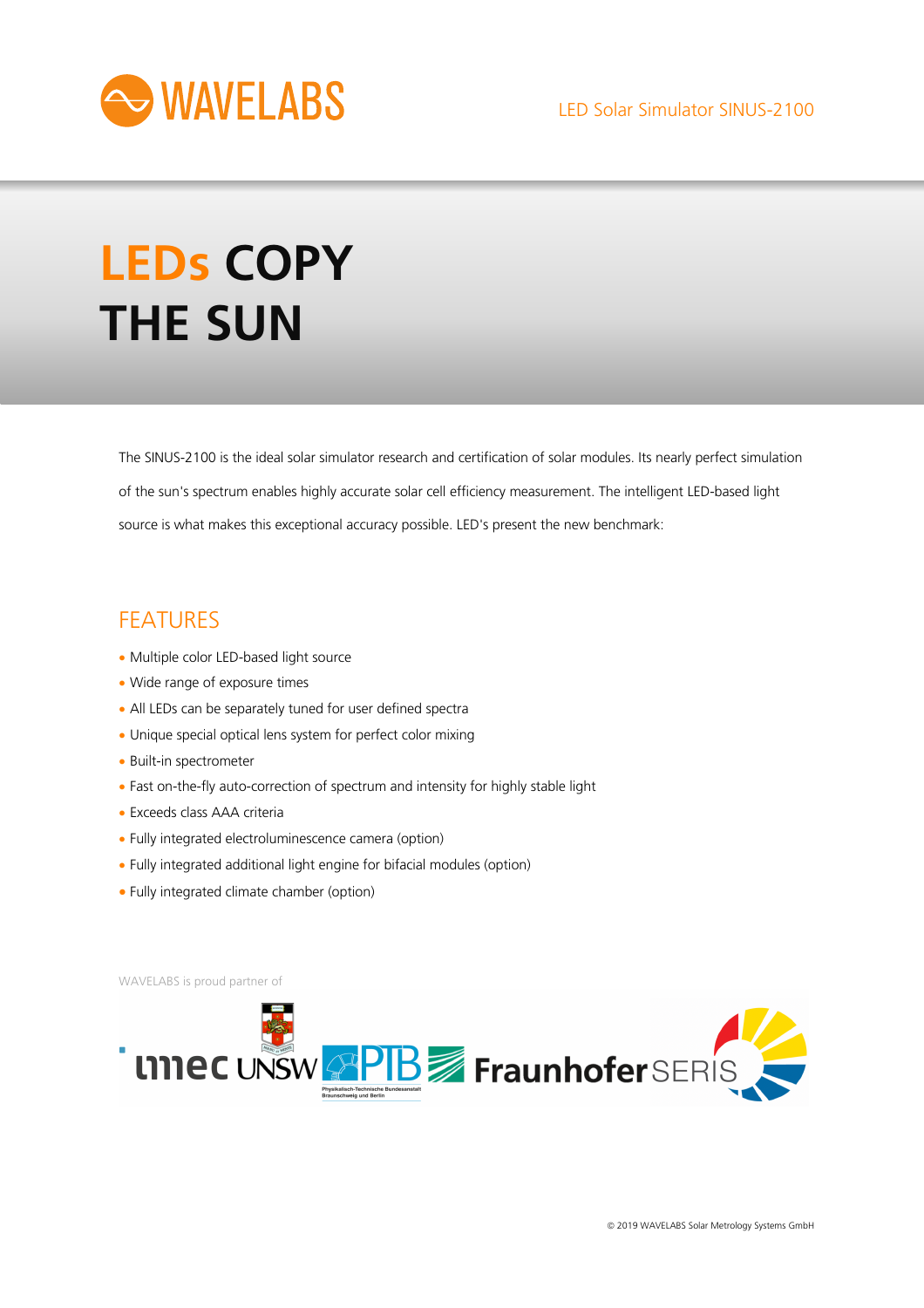WAVELABS

LED Solar Simulator SINUS-2100

# LEDs COPY THE SUN

The SINUS-2100 is the ideal solar simulator research and certification of solar modules. Its nearly perfect simulation of the sun's spectrum enables highly accurate solar cell efficiency measurement. The intelligent LED-based light source is what makes this exceptional accuracy possible. LED's present the new benchmark:

## FEATURES

- Multiple color LED-based light source
- Wide range of exposure times
- All LEDs can be separately tuned for user defined spectra
- Unique special optical lens system for perfect color mixing
- Built-in spectrometer
- Fast on-the-fly auto-correction of spectrum and intensity for highly stable light
- Exceeds class AAA criteria
- Fully integrated electroluminescence camera (option)
- Fully integrated additional light engine for bifacial modules (option)
- Fully integrated climate chamber (option)

WAVELABS is proud partner of

imec UNSW PTB Physikalisch-Technische Bundesanstalt Braunschweig und Berlin Fraunhofer SERIS

© 2019 WAVELABS Solar Metrology Systems GmbH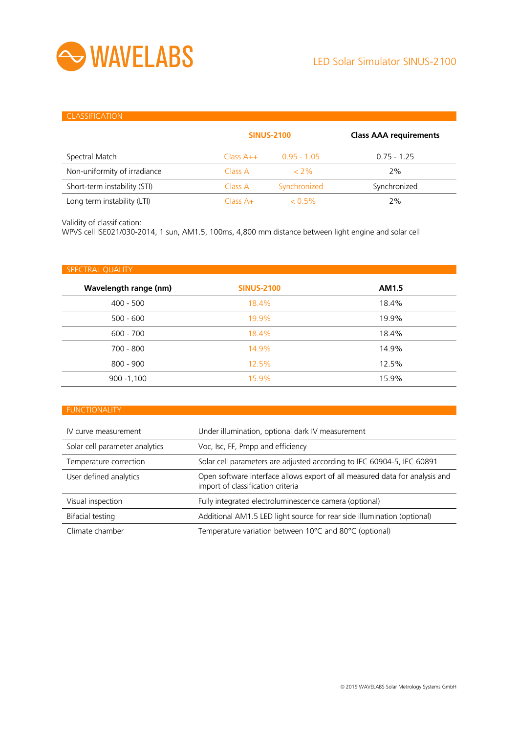# WAVELABS

LED Solar Simulator SINUS-2100

## CLASSIFICATION

| | SINUS-2100 | | Class AAA requirements |
|---|---|---|---|
| Spectral Match | Class A++ | 0.95 - 1.05 | 0.75 - 1.25 |
| Non-uniformity of irradiance | Class A | < 2% | 2% |
| Short-term instability (STI) | Class A | Synchronized | Synchronized |
| Long term instability (LTI) | Class A+ | < 0.5% | 2% |

Validity of classification:
WPVS cell ISE021/030-2014, 1 sun, AM1.5, 100ms, 4,800 mm distance between light engine and solar cell

## SPECTRAL QUALITY

| Wavelength range (nm) | SINUS-2100 | AM1.5 |
|---|---|---|
| 400 - 500 | 18.4% | 18.4% |
| 500 - 600 | 19.9% | 19.9% |
| 600 - 700 | 18.4% | 18.4% |
| 700 - 800 | 14.9% | 14.9% |
| 800 - 900 | 12.5% | 12.5% |
| 900 -1,100 | 15.9% | 15.9% |

## FUNCTIONALITY

| | |
|---|---|
| IV curve measurement | Under illumination, optional dark IV measurement |
| Solar cell parameter analytics | Voc, Isc, FF, Pmpp and efficiency |
| Temperature correction | Solar cell parameters are adjusted according to IEC 60904-5, IEC 60891 |
| User defined analytics | Open software interface allows export of all measured data for analysis and import of classification criteria |
| Visual inspection | Fully integrated electroluminescence camera (optional) |
| Bifacial testing | Additional AM1.5 LED light source for rear side illumination (optional) |
| Climate chamber | Temperature variation between 10°C and 80°C (optional) |

© 2019 WAVELABS Solar Metrology Systems GmbH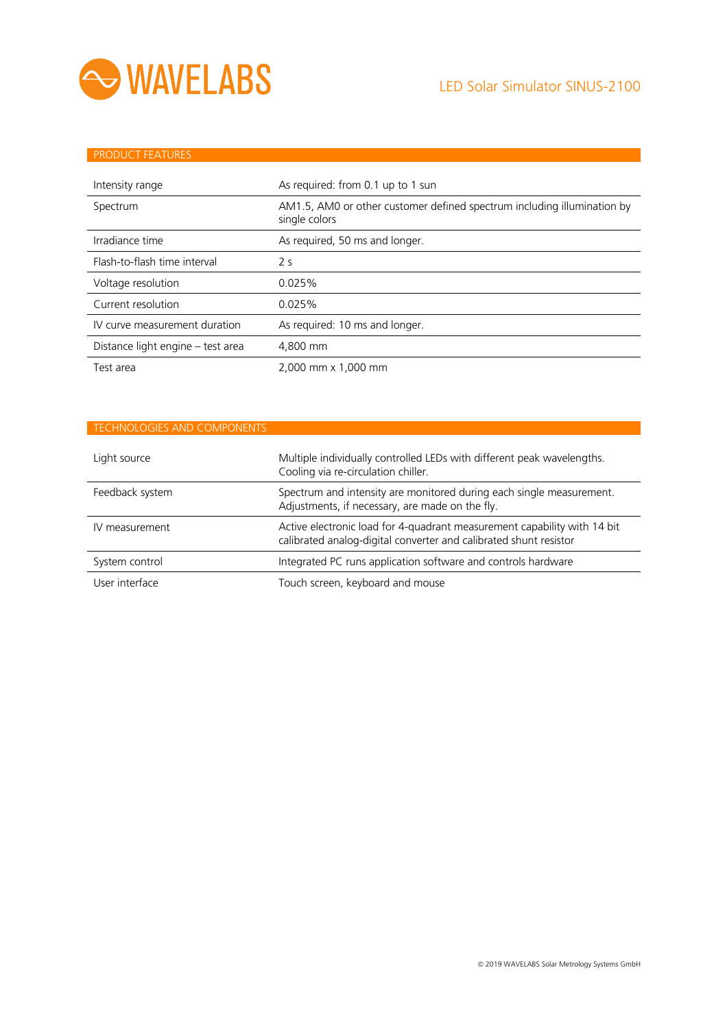# WAVELABS

## LED Solar Simulator SINUS-2100

## PRODUCT FEATURES

| | |
|---|---|
| Intensity range | As required: from 0.1 up to 1 sun |
| Spectrum | AM1.5, AM0 or other customer defined spectrum including illumination by single colors |
| Irradiance time | As required, 50 ms and longer. |
| Flash-to-flash time interval | 2 s |
| Voltage resolution | 0.025% |
| Current resolution | 0.025% |
| IV curve measurement duration | As required: 10 ms and longer. |
| Distance light engine – test area | 4,800 mm |
| Test area | 2,000 mm x 1,000 mm |

## TECHNOLOGIES AND COMPONENTS

| | |
|---|---|
| Light source | Multiple individually controlled LEDs with different peak wavelengths. Cooling via re-circulation chiller. |
| Feedback system | Spectrum and intensity are monitored during each single measurement. Adjustments, if necessary, are made on the fly. |
| IV measurement | Active electronic load for 4-quadrant measurement capability with 14 bit calibrated analog-digital converter and calibrated shunt resistor |
| System control | Integrated PC runs application software and controls hardware |
| User interface | Touch screen, keyboard and mouse |

© 2019 WAVELABS Solar Metrology Systems GmbH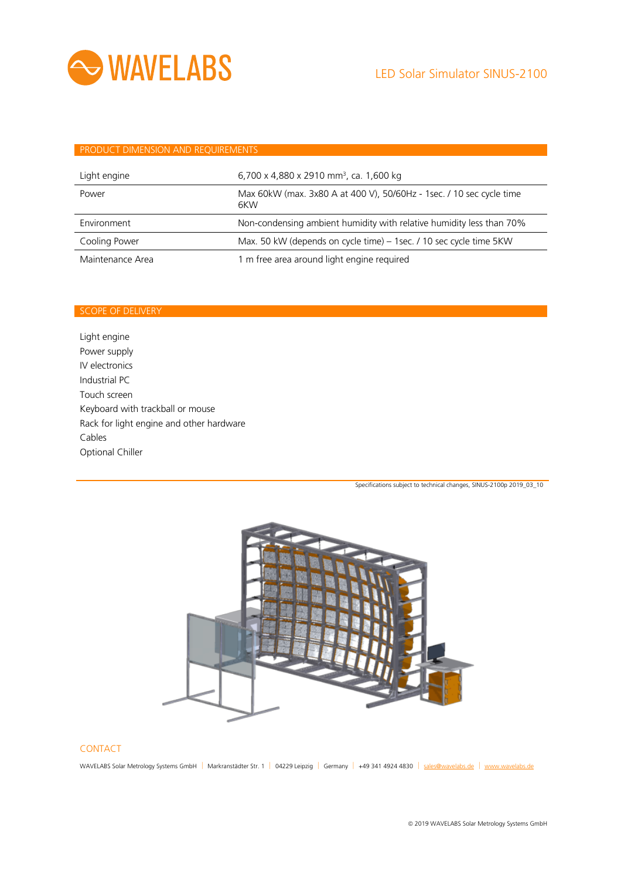## PRODUCT DIMENSION AND REQUIREMENTS

| | |
|---|---|
| Light engine | 6,700 x 4,880 x 2910 mm³, ca. 1,600 kg |
| Power | Max 60kW (max. 3x80 A at 400 V), 50/60Hz - 1sec. / 10 sec cycle time 6KW |
| Environment | Non-condensing ambient humidity with relative humidity less than 70% |
| Cooling Power | Max. 50 kW (depends on cycle time) – 1sec. / 10 sec cycle time 5KW |
| Maintenance Area | 1 m free area around light engine required |

## SCOPE OF DELIVERY

Light engine
Power supply
IV electronics
Industrial PC
Touch screen
Keyboard with trackball or mouse
Rack for light engine and other hardware
Cables
Optional Chiller

Specifications subject to technical changes, SINUS-2100p 2019_03_10

## CONTACT

WAVELABS Solar Metrology Systems GmbH | Markranstädter Str. 1 | 04229 Leipzig | Germany | +49 341 4924 4830 | sales@wavelabs.de | www.wavelabs.de

© 2019 WAVELABS Solar Metrology Systems GmbH